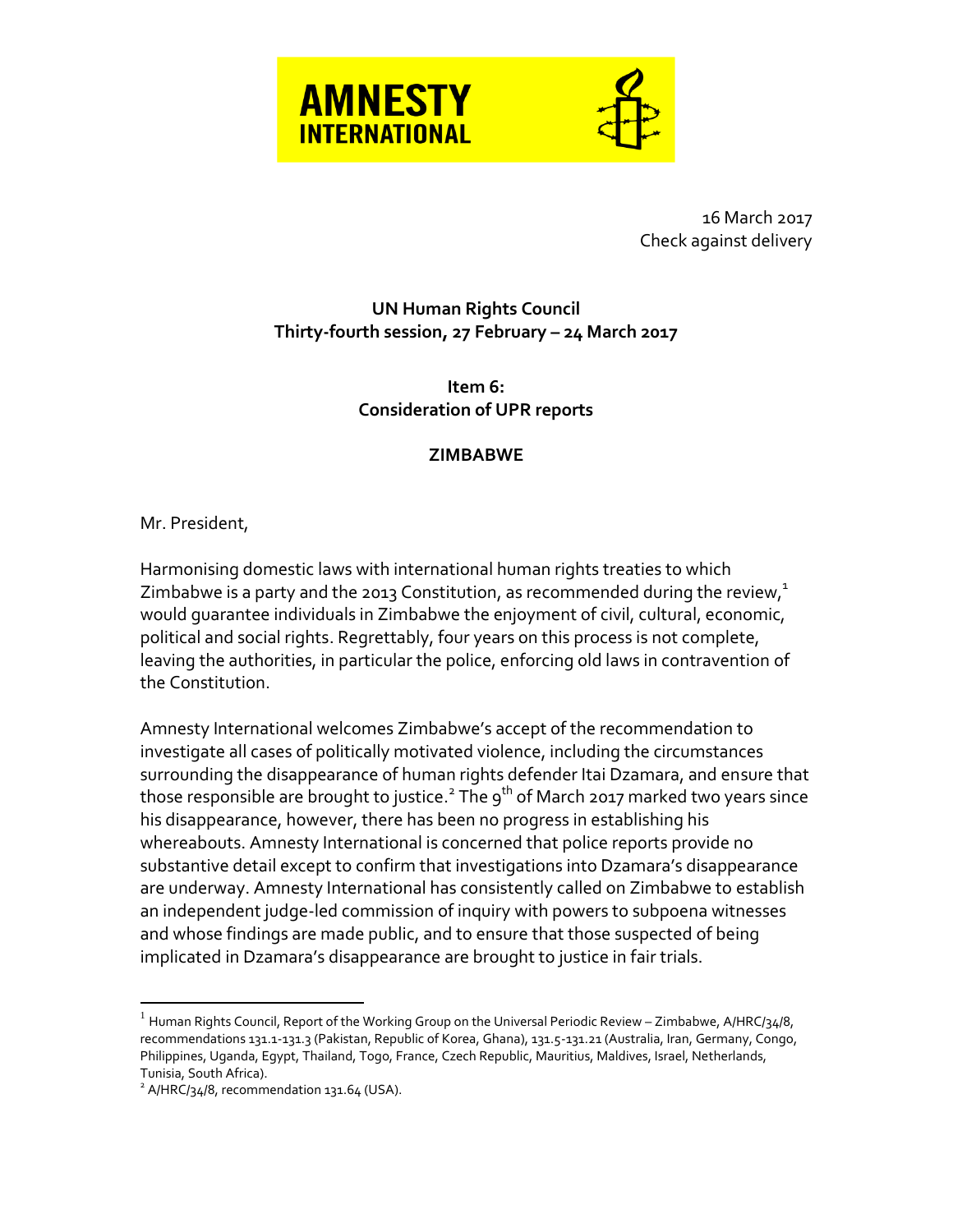**AMNESTY INTERNATIONAL**

16 March 2017
Check against delivery

**UN Human Rights Council**
**Thirty-fourth session, 27 February – 24 March 2017**

**Item 6:**
**Consideration of UPR reports**

**ZIMBABWE**

Mr. President,

Harmonising domestic laws with international human rights treaties to which Zimbabwe is a party and the 2013 Constitution, as recommended during the review,[1] would guarantee individuals in Zimbabwe the enjoyment of civil, cultural, economic, political and social rights. Regrettably, four years on this process is not complete, leaving the authorities, in particular the police, enforcing old laws in contravention of the Constitution.

Amnesty International welcomes Zimbabwe's accept of the recommendation to investigate all cases of politically motivated violence, including the circumstances surrounding the disappearance of human rights defender Itai Dzamara, and ensure that those responsible are brought to justice.[2] The 9th of March 2017 marked two years since his disappearance, however, there has been no progress in establishing his whereabouts. Amnesty International is concerned that police reports provide no substantive detail except to confirm that investigations into Dzamara's disappearance are underway. Amnesty International has consistently called on Zimbabwe to establish an independent judge-led commission of inquiry with powers to subpoena witnesses and whose findings are made public, and to ensure that those suspected of being implicated in Dzamara's disappearance are brought to justice in fair trials.

---

[1] Human Rights Council, Report of the Working Group on the Universal Periodic Review – Zimbabwe, A/HRC/34/8, recommendations 131.1-131.3 (Pakistan, Republic of Korea, Ghana), 131.5-131.21 (Australia, Iran, Germany, Congo, Philippines, Uganda, Egypt, Thailand, Togo, France, Czech Republic, Mauritius, Maldives, Israel, Netherlands, Tunisia, South Africa).

[2] A/HRC/34/8, recommendation 131.64 (USA).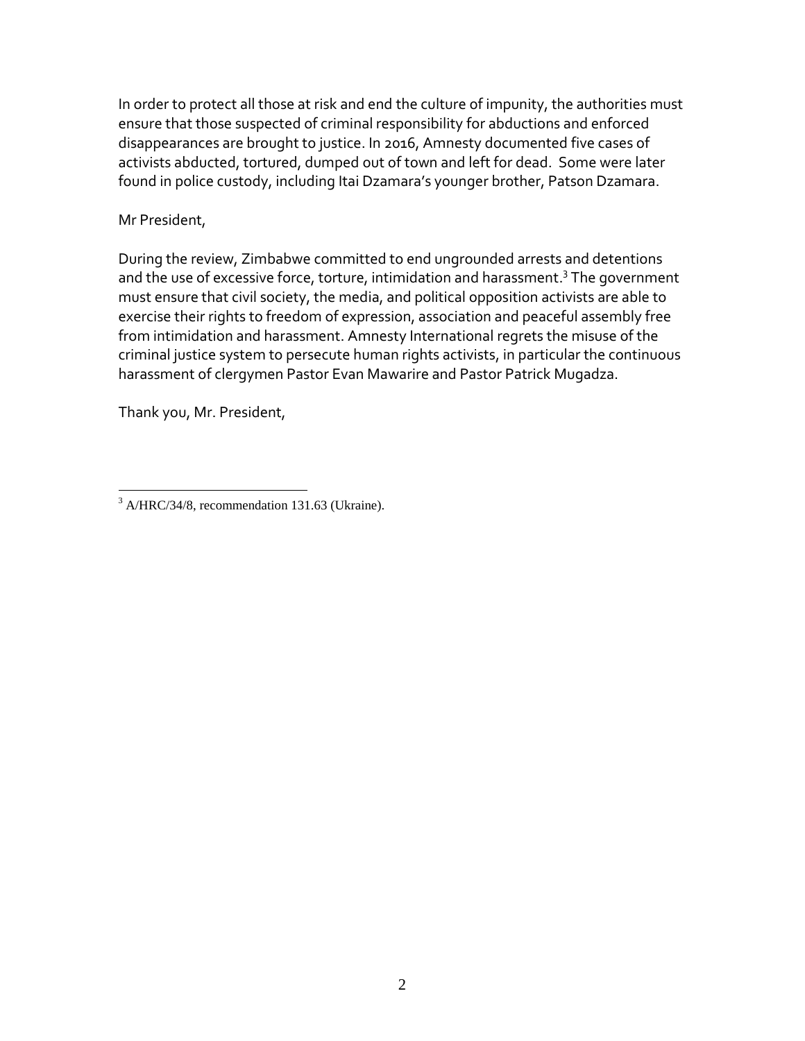In order to protect all those at risk and end the culture of impunity, the authorities must ensure that those suspected of criminal responsibility for abductions and enforced disappearances are brought to justice. In 2016, Amnesty documented five cases of activists abducted, tortured, dumped out of town and left for dead. Some were later found in police custody, including Itai Dzamara's younger brother, Patson Dzamara.

Mr President,

During the review, Zimbabwe committed to end ungrounded arrests and detentions and the use of excessive force, torture, intimidation and harassment.[3] The government must ensure that civil society, the media, and political opposition activists are able to exercise their rights to freedom of expression, association and peaceful assembly free from intimidation and harassment. Amnesty International regrets the misuse of the criminal justice system to persecute human rights activists, in particular the continuous harassment of clergymen Pastor Evan Mawarire and Pastor Patrick Mugadza.

Thank you, Mr. President,

---

[3] A/HRC/34/8, recommendation 131.63 (Ukraine).